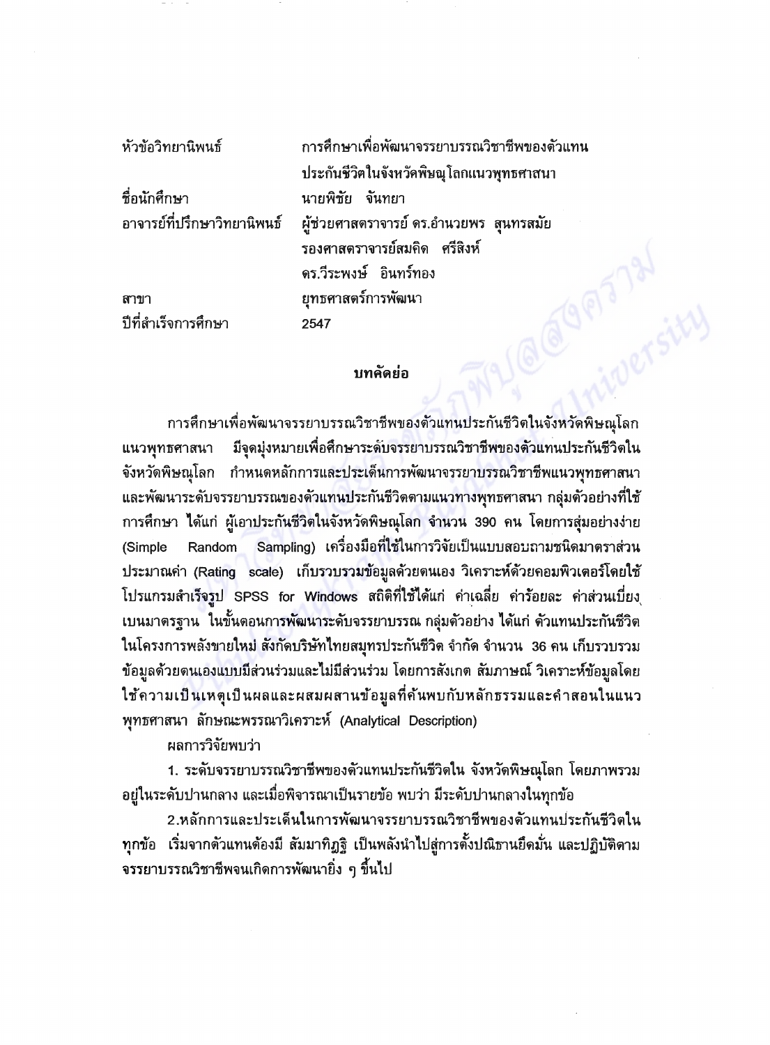| | |
|---|---|
| หัวข้อวิทยานิพนธ์ | การศึกษาเพื่อพัฒนาจรรยาบรรณวิชาชีพของตัวแทนประกันชีวิตในจังหวัดพิษณุโลกแนวพุทธศาสนา |
| ชื่อนักศึกษา | นายพิชัย จันทยา |
| อาจารย์ที่ปรึกษาวิทยานิพนธ์ | ผู้ช่วยศาสตราจารย์ ดร.อำนวยพร สุนทรสมัย<br>รองศาสตราจารย์สมคิด ศรีสิงห์<br>ดร.วีระพงษ์ อินทร์ทอง |
| สาขา | ยุทธศาสตร์การพัฒนา |
| ปีที่สำเร็จการศึกษา | 2547 |

## บทคัดย่อ

การศึกษาเพื่อพัฒนาจรรยาบรรณวิชาชีพของตัวแทนประกันชีวิตในจังหวัดพิษณุโลกแนวพุทธศาสนา มีจุดมุ่งหมายเพื่อศึกษาระดับจรรยาบรรณวิชาชีพของตัวแทนประกันชีวิตในจังหวัดพิษณุโลก กำหนดหลักการและประเด็นการพัฒนาจรรยาบรรณวิชาชีพแนวพุทธศาสนา และพัฒนาระดับจรรยาบรรณของตัวแทนประกันชีวิตตามแนวทางพุทธศาสนา กลุ่มตัวอย่างที่ใช้การศึกษา ได้แก่ ผู้เอาประกันชีวิตในจังหวัดพิษณุโลก จำนวน 390 คน โดยการสุ่มอย่างง่าย (Simple Random Sampling) เครื่องมือที่ใช้ในการวิจัยเป็นแบบสอบถามชนิดมาตราส่วนประมาณค่า (Rating scale) เก็บรวบรวมข้อมูลด้วยตนเอง วิเคราะห์ด้วยคอมพิวเตอร์โดยใช้โปรแกรมสำเร็จรูป SPSS for Windows สถิติที่ใช้ได้แก่ ค่าเฉลี่ย ค่าร้อยละ ค่าส่วนเบี่ยงเบนมาตรฐาน ในขั้นตอนการพัฒนาระดับจรรยาบรรณ กลุ่มตัวอย่าง ได้แก่ ตัวแทนประกันชีวิตในโครงการพลังขายใหม่ สังกัดบริษัทไทยสมุทรประกันชีวิต จำกัด จำนวน 36 คน เก็บรวบรวมข้อมูลด้วยตนเองแบบมีส่วนร่วมและไม่มีส่วนร่วม โดยการสังเกต สัมภาษณ์ วิเคราะห์ข้อมูลโดยใช้ความเป็นเหตุเป็นผลและผสมผสานข้อมูลที่ค้นพบกับหลักธรรมและคำสอนในแนวพุทธศาสนา ลักษณะพรรณาวิเคราะห์ (Analytical Description)

ผลการวิจัยพบว่า

1. ระดับจรรยาบรรณวิชาชีพของตัวแทนประกันชีวิตใน จังหวัดพิษณุโลก โดยภาพรวมอยู่ในระดับปานกลาง และเมื่อพิจารณาเป็นรายข้อ พบว่า มีระดับปานกลางในทุกข้อ

2. หลักการและประเด็นในการพัฒนาจรรยาบรรณวิชาชีพของตัวแทนประกันชีวิตในทุกข้อ เริ่มจากตัวแทนต้องมี สัมมาทิฏฐิ เป็นพลังนำไปสู่การตั้งปณิธานยึดมั่น และปฏิบัติตามจรรยาบรรณวิชาชีพจนเกิดการพัฒนายิ่ง ๆ ขึ้นไป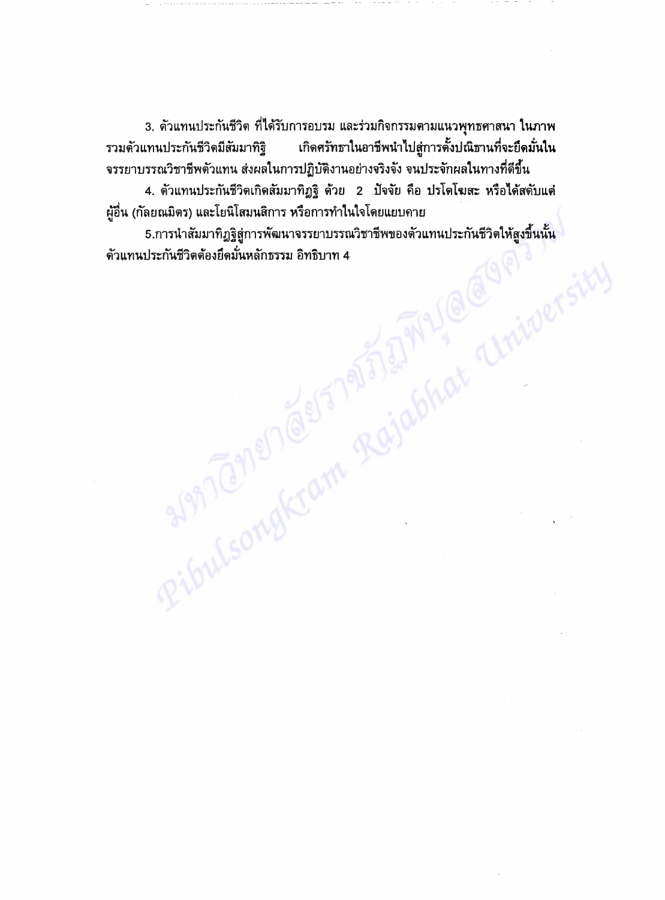3. ตัวแทนประกันชีวิต ที่ได้รับการอบรม และร่วมกิจกรรมตามแนวพุทธศาสนา ในภาพรวมตัวแทนประกันชีวิตมีสัมมาทิฐิ เกิดศรัทธาในอาชีพนำไปสู่การตั้งปณิธานที่จะยึดมั่นในจรรยาบรรณวิชาชีพตัวแทน ส่งผลในการปฏิบัติงานอย่างจริงจัง จนประจักผลในทางที่ดีขึ้น

4. ตัวแทนประกันชีวิตเกิดสัมมาทิฏฐิ ด้วย 2 ปัจจัย คือ ปรโตโฆสะ หรือได้สดับแต่ผู้อื่น (กัลยณมิตร) และโยนิโสมนสิการ หรือการทำในใจโดยแยบคาย

5.การนำสัมมาทิฏฐิสู่การพัฒนาจรรยาบรรณวิชาชีพของตัวแทนประกันชีวิตให้สูงขึ้นนั้น ตัวแทนประกันชีวิตต้องยึดมั่นหลักธรรม อิทธิบาท 4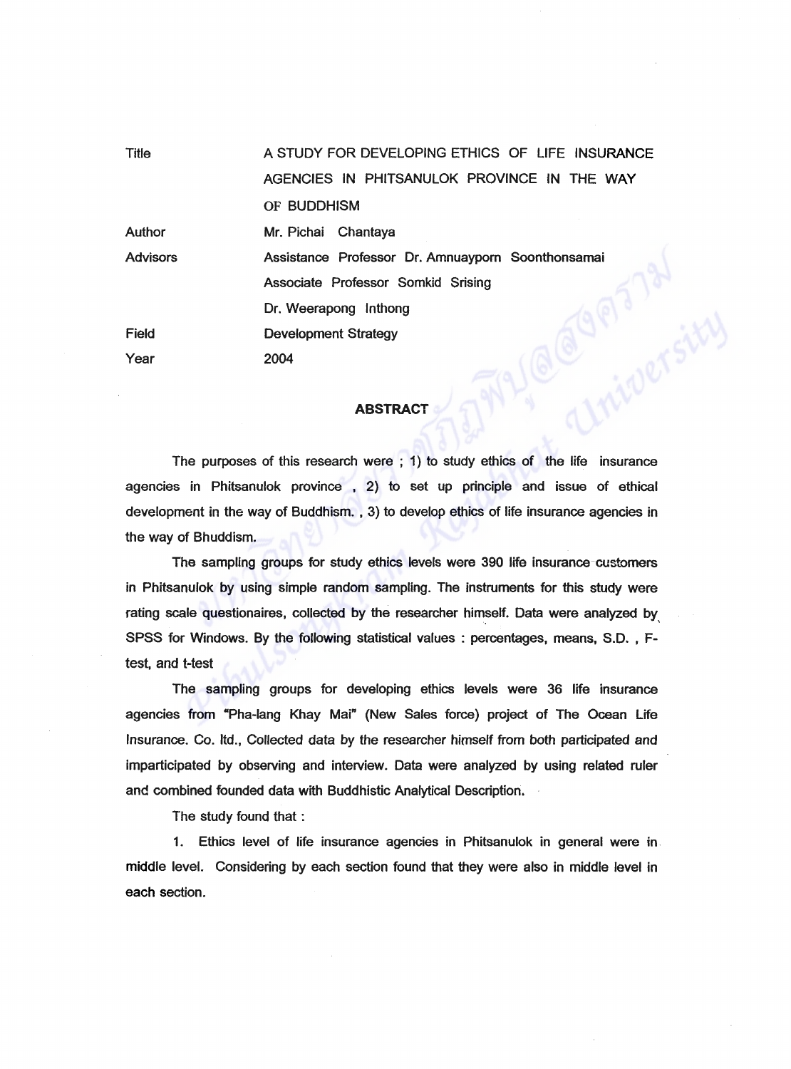| | |
|---|---|
| Title | A STUDY FOR DEVELOPING ETHICS OF LIFE INSURANCE AGENCIES IN PHITSANULOK PROVINCE IN THE WAY OF BUDDHISM |
| Author | Mr. Pichai Chantaya |
| Advisors | Assistance Professor Dr. Amnuayporn Soonthonsamai |
| | Associate Professor Somkid Srising |
| | Dr. Weerapong Inthong |
| Field | Development Strategy |
| Year | 2004 |

## ABSTRACT

The purposes of this research were ; 1) to study ethics of the life insurance agencies in Phitsanulok province , 2) to set up principle and issue of ethical development in the way of Buddhism. , 3) to develop ethics of life insurance agencies in the way of Bhuddism.

The sampling groups for study ethics levels were 390 life insurance customers in Phitsanulok by using simple random sampling. The instruments for this study were rating scale questionaires, collected by the researcher himself. Data were analyzed by SPSS for Windows. By the following statistical values : percentages, means, S.D. , F-test, and t-test

The sampling groups for developing ethics levels were 36 life insurance agencies from "Pha-lang Khay Mai" (New Sales force) project of The Ocean Life Insurance. Co. ltd., Collected data by the researcher himself from both participated and imparticipated by observing and interview. Data were analyzed by using related ruler and combined founded data with Buddhistic Analytical Description.

The study found that :

1. Ethics level of life insurance agencies in Phitsanulok in general were in middle level. Considering by each section found that they were also in middle level in each section.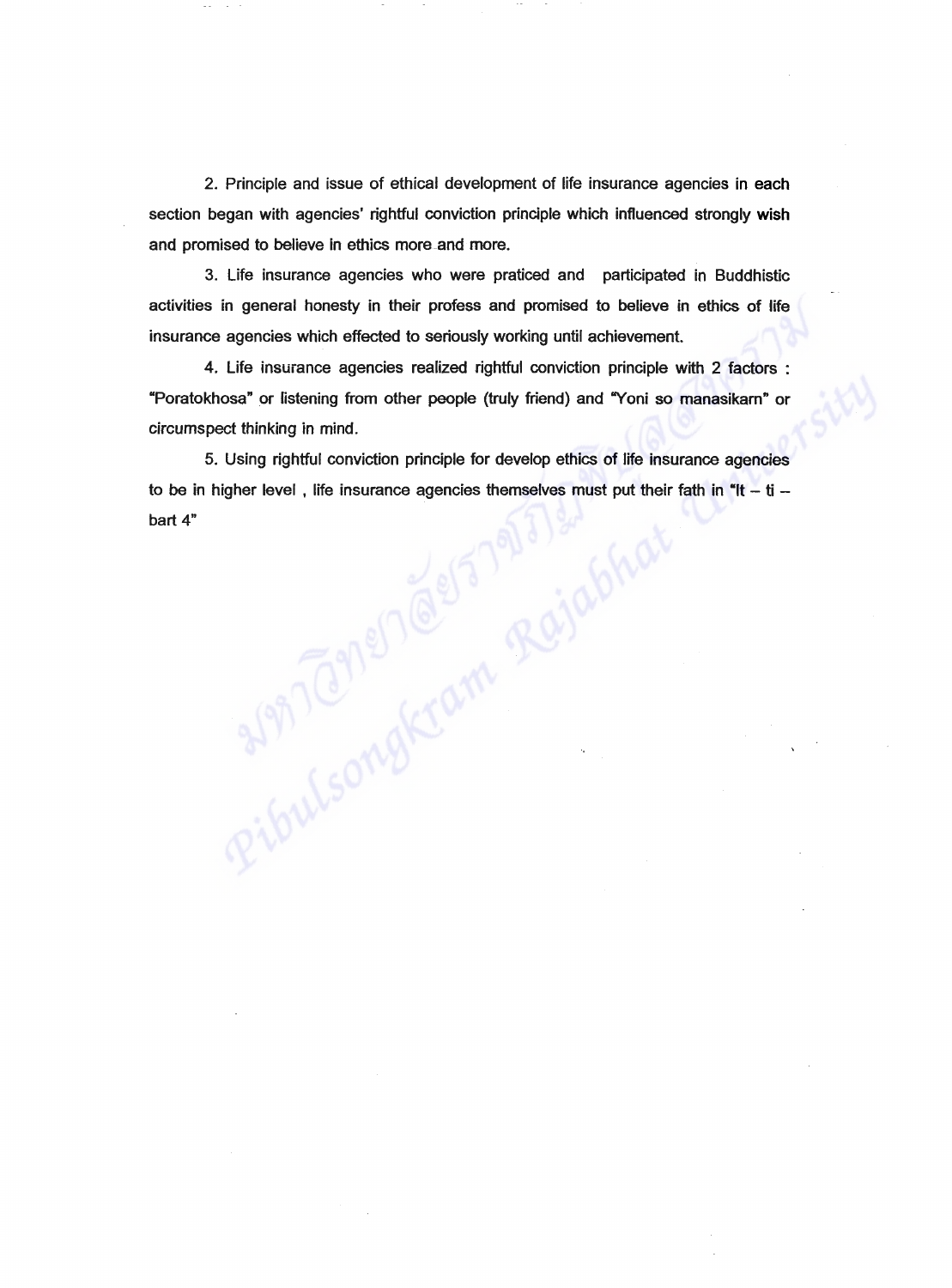2. Principle and issue of ethical development of life insurance agencies in each section began with agencies' rightful conviction principle which influenced strongly wish and promised to believe in ethics more and more.

3. Life insurance agencies who were praticed and participated in Buddhistic activities in general honesty in their profess and promised to believe in ethics of life insurance agencies which effected to seriously working until achievement.

4. Life insurance agencies realized rightful conviction principle with 2 factors : "Poratokhosa" or listening from other people (truly friend) and "Yoni so manasikarn" or circumspect thinking in mind.

5. Using rightful conviction principle for develop ethics of life insurance agencies to be in higher level , life insurance agencies themselves must put their fath in "It – ti – bart 4"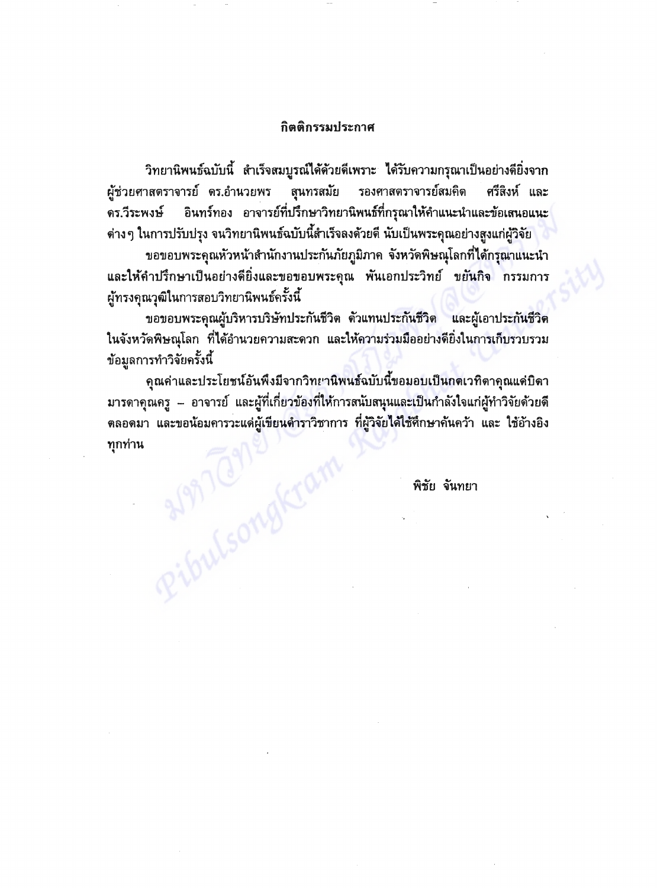## กิตติกรรมประกาศ

วิทยานิพนธ์ฉบับนี้ สำเร็จสมบูรณ์ได้ด้วยดีเพราะ ได้รับความกรุณาเป็นอย่างดียิ่งจาก ผู้ช่วยศาสตราจารย์ ดร.อำนวยพร สุนทรสมัย รองศาสตราจารย์สมคิด ศรีสิงห์ และ ดร.วีระพงษ์ อินทร์ทอง อาจารย์ที่ปรึกษาวิทยานิพนธ์ที่กรุณาให้คำแนะนำและข้อเสนอแนะต่างๆ ในการปรับปรุง จนวิทยานิพนธ์ฉบับนี้สำเร็จลงด้วยดี นับเป็นพระคุณอย่างสูงแก่ผู้วิจัย

ขอขอบพระคุณหัวหน้าสำนักงานประกันภัยภูมิภาค จังหวัดพิษณุโลกที่ได้กรุณาแนะนำและให้คำปรึกษาเป็นอย่างดียิ่งและขอขอบพระคุณ พันเอกประวิทย์ ขยันกิจ กรรมการผู้ทรงคุณวุฒิในการสอบวิทยานิพนธ์ครั้งนี้

ขอขอบพระคุณผู้บริหารบริษัทประกันชีวิต ตัวแทนประกันชีวิต และผู้เอาประกันชีวิตในจังหวัดพิษณุโลก ที่ได้อำนวยความสะดวก และให้ความร่วมมืออย่างดียิ่งในการเก็บรวบรวมข้อมูลการทำวิจัยครั้งนี้

คุณค่าและประโยชน์อันพึงมีจากวิทยานิพนธ์ฉบับนี้ขอมอบเป็นกตเวทิตาคุณแด่บิดามารดาคุณครู – อาจารย์ และผู้ที่เกี่ยวข้องที่ให้การสนับสนุนและเป็นกำลังใจแก่ผู้ทำวิจัยด้วยดีตลอดมา และขอน้อมคารวะแด่ผู้เขียนตำราวิชาการ ที่ผู้วิจัยได้ใช้ศึกษาค้นคว้า และ ใช้อ้างอิงทุกท่าน

พิชัย จันทยา